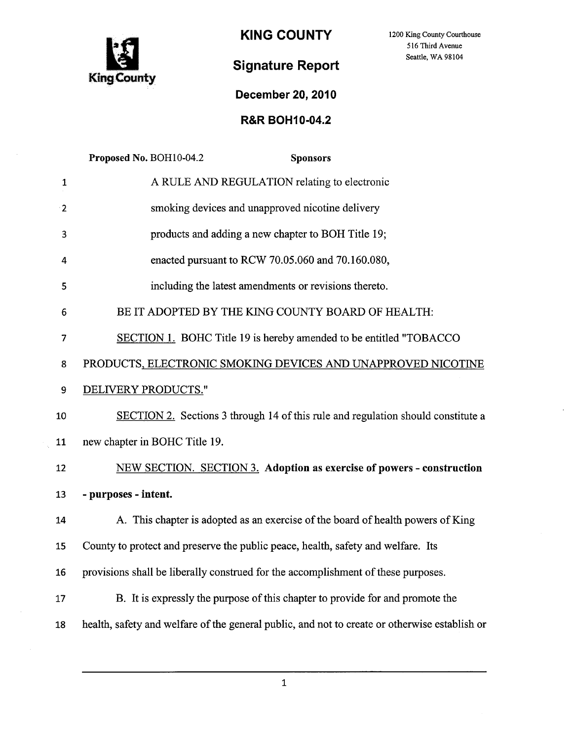# KING COUNTY

1200 King County Courthouse
516 Third Avenue
Seattle, WA 98104

## Signature Report

**December 20, 2010**

**R&R BOH10-04.2**

**Proposed No.** BOH10-04.2 **Sponsors**

1 A RULE AND REGULATION relating to electronic
2 smoking devices and unapproved nicotine delivery
3 products and adding a new chapter to BOH Title 19;
4 enacted pursuant to RCW 70.05.060 and 70.160.080,
5 including the latest amendments or revisions thereto.

6 BE IT ADOPTED BY THE KING COUNTY BOARD OF HEALTH:

7 SECTION 1. BOHC Title 19 is hereby amended to be entitled "TOBACCO
8 PRODUCTS, ELECTRONIC SMOKING DEVICES AND UNAPPROVED NICOTINE
9 DELIVERY PRODUCTS."

10 SECTION 2. Sections 3 through 14 of this rule and regulation should constitute a
11 new chapter in BOHC Title 19.

12 NEW SECTION. SECTION 3. **Adoption as exercise of powers - construction**
13 **- purposes - intent.**

14 A. This chapter is adopted as an exercise of the board of health powers of King
15 County to protect and preserve the public peace, health, safety and welfare. Its
16 provisions shall be liberally construed for the accomplishment of these purposes.

17 B. It is expressly the purpose of this chapter to provide for and promote the
18 health, safety and welfare of the general public, and not to create or otherwise establish or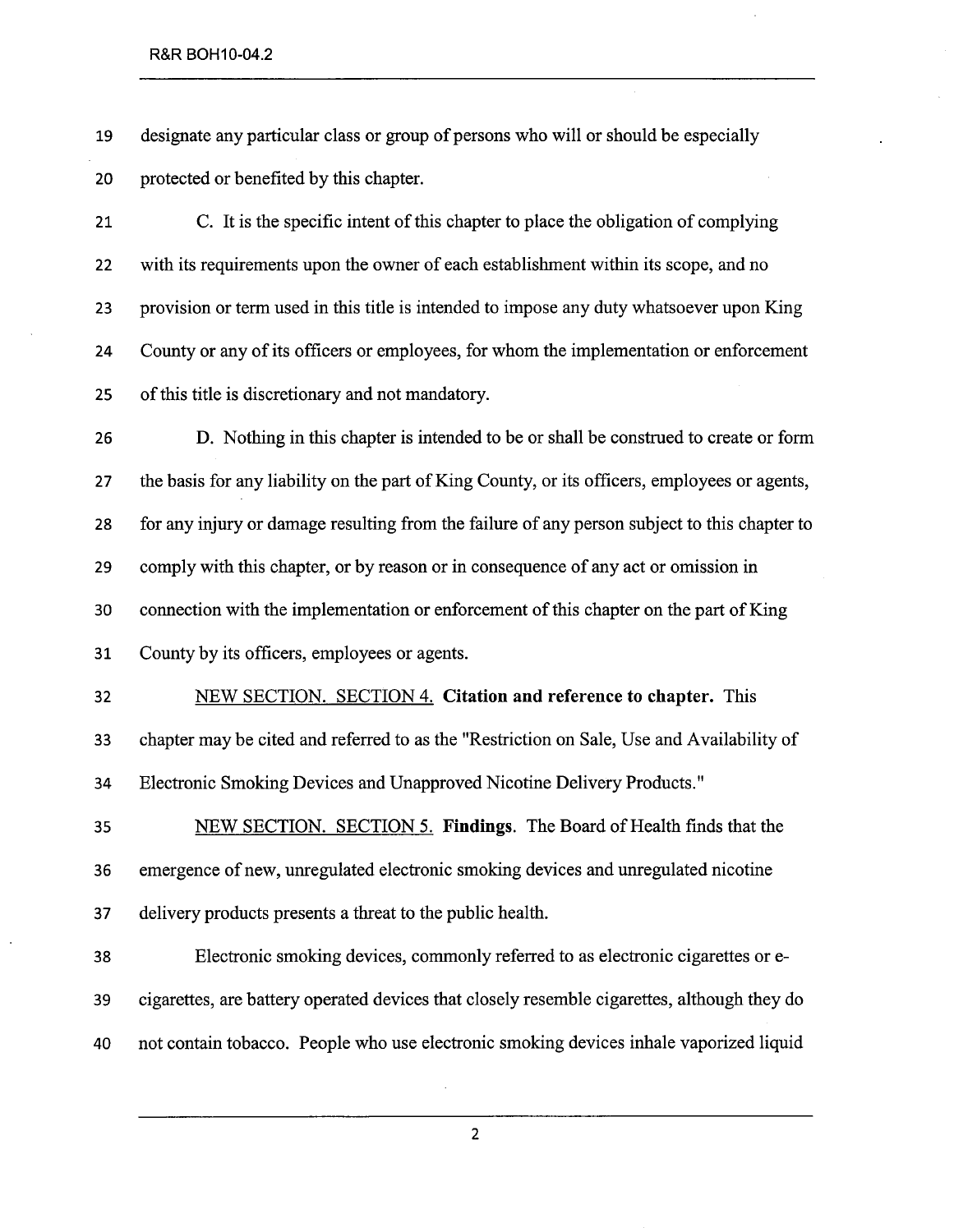designate any particular class or group of persons who will or should be especially protected or benefited by this chapter.

C. It is the specific intent of this chapter to place the obligation of complying with its requirements upon the owner of each establishment within its scope, and no provision or term used in this title is intended to impose any duty whatsoever upon King County or any of its officers or employees, for whom the implementation or enforcement of this title is discretionary and not mandatory.

D. Nothing in this chapter is intended to be or shall be construed to create or form the basis for any liability on the part of King County, or its officers, employees or agents, for any injury or damage resulting from the failure of any person subject to this chapter to comply with this chapter, or by reason or in consequence of any act or omission in connection with the implementation or enforcement of this chapter on the part of King County by its officers, employees or agents.

NEW SECTION. SECTION 4. **Citation and reference to chapter.** This chapter may be cited and referred to as the "Restriction on Sale, Use and Availability of Electronic Smoking Devices and Unapproved Nicotine Delivery Products."

NEW SECTION. SECTION 5. **Findings**. The Board of Health finds that the emergence of new, unregulated electronic smoking devices and unregulated nicotine delivery products presents a threat to the public health.

Electronic smoking devices, commonly referred to as electronic cigarettes or e-cigarettes, are battery operated devices that closely resemble cigarettes, although they do not contain tobacco. People who use electronic smoking devices inhale vaporized liquid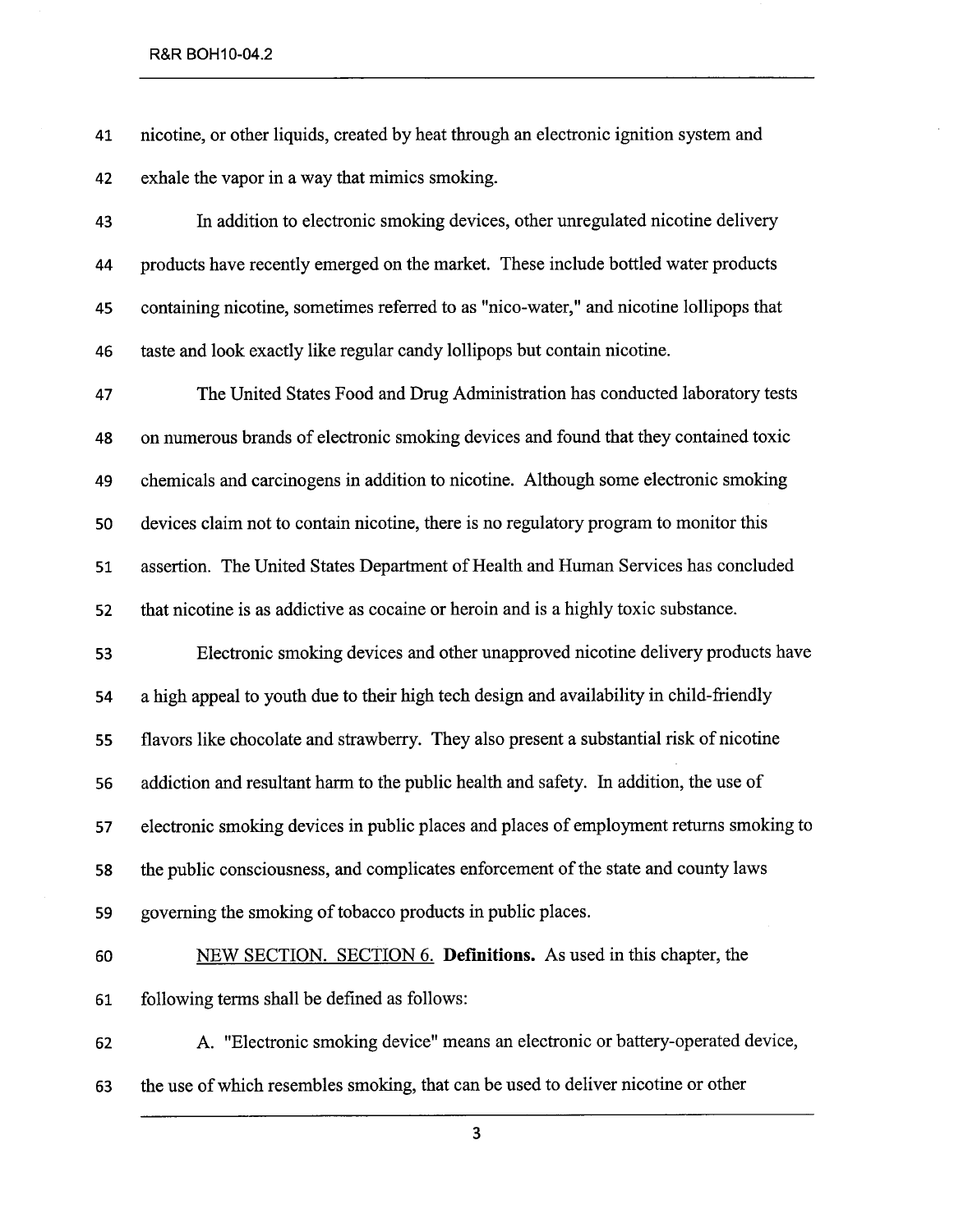nicotine, or other liquids, created by heat through an electronic ignition system and exhale the vapor in a way that mimics smoking.

In addition to electronic smoking devices, other unregulated nicotine delivery products have recently emerged on the market. These include bottled water products containing nicotine, sometimes referred to as "nico-water," and nicotine lollipops that taste and look exactly like regular candy lollipops but contain nicotine.

The United States Food and Drug Administration has conducted laboratory tests on numerous brands of electronic smoking devices and found that they contained toxic chemicals and carcinogens in addition to nicotine. Although some electronic smoking devices claim not to contain nicotine, there is no regulatory program to monitor this assertion. The United States Department of Health and Human Services has concluded that nicotine is as addictive as cocaine or heroin and is a highly toxic substance.

Electronic smoking devices and other unapproved nicotine delivery products have a high appeal to youth due to their high tech design and availability in child-friendly flavors like chocolate and strawberry. They also present a substantial risk of nicotine addiction and resultant harm to the public health and safety. In addition, the use of electronic smoking devices in public places and places of employment returns smoking to the public consciousness, and complicates enforcement of the state and county laws governing the smoking of tobacco products in public places.

NEW SECTION. SECTION 6. **Definitions.** As used in this chapter, the following terms shall be defined as follows:

A. "Electronic smoking device" means an electronic or battery-operated device, the use of which resembles smoking, that can be used to deliver nicotine or other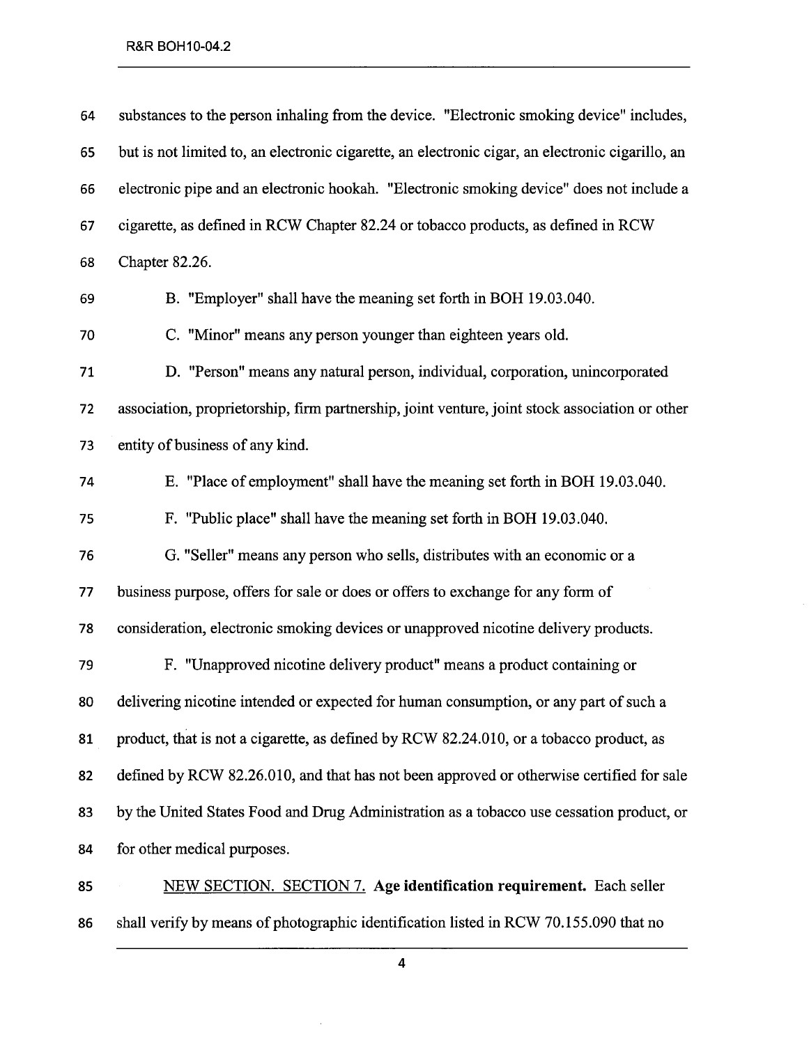substances to the person inhaling from the device. "Electronic smoking device" includes, but is not limited to, an electronic cigarette, an electronic cigar, an electronic cigarillo, an electronic pipe and an electronic hookah. "Electronic smoking device" does not include a cigarette, as defined in RCW Chapter 82.24 or tobacco products, as defined in RCW Chapter 82.26.

B. "Employer" shall have the meaning set forth in BOH 19.03.040.

C. "Minor" means any person younger than eighteen years old.

D. "Person" means any natural person, individual, corporation, unincorporated association, proprietorship, firm partnership, joint venture, joint stock association or other entity of business of any kind.

E. "Place of employment" shall have the meaning set forth in BOH 19.03.040.

F. "Public place" shall have the meaning set forth in BOH 19.03.040.

G. "Seller" means any person who sells, distributes with an economic or a business purpose, offers for sale or does or offers to exchange for any form of consideration, electronic smoking devices or unapproved nicotine delivery products.

F. "Unapproved nicotine delivery product" means a product containing or delivering nicotine intended or expected for human consumption, or any part of such a product, that is not a cigarette, as defined by RCW 82.24.010, or a tobacco product, as defined by RCW 82.26.010, and that has not been approved or otherwise certified for sale by the United States Food and Drug Administration as a tobacco use cessation product, or for other medical purposes.

NEW SECTION. SECTION 7. **Age identification requirement.** Each seller shall verify by means of photographic identification listed in RCW 70.155.090 that no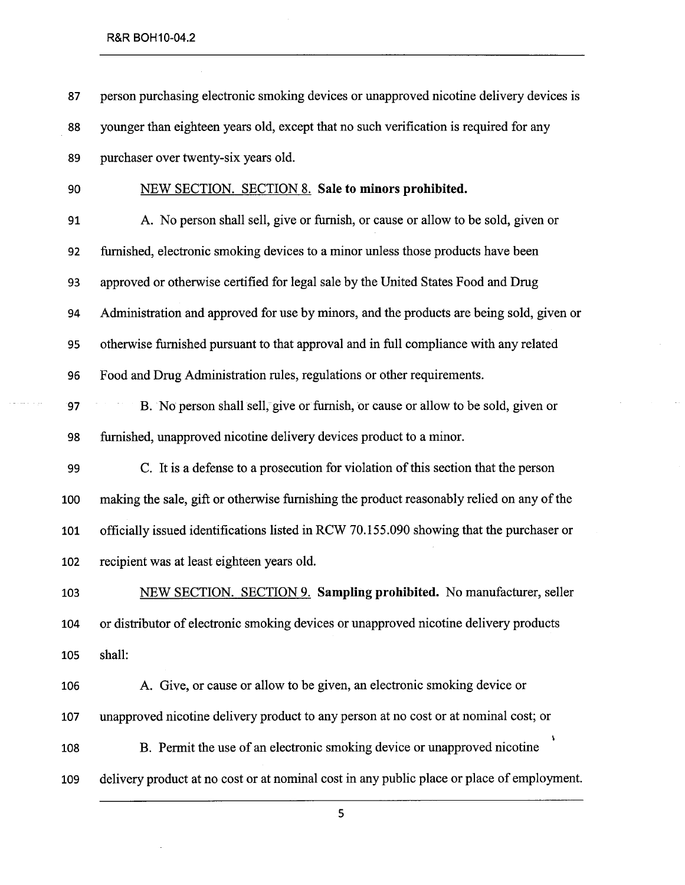person purchasing electronic smoking devices or unapproved nicotine delivery devices is younger than eighteen years old, except that no such verification is required for any purchaser over twenty-six years old.

NEW SECTION. SECTION 8. **Sale to minors prohibited.**

A. No person shall sell, give or furnish, or cause or allow to be sold, given or furnished, electronic smoking devices to a minor unless those products have been approved or otherwise certified for legal sale by the United States Food and Drug Administration and approved for use by minors, and the products are being sold, given or otherwise furnished pursuant to that approval and in full compliance with any related Food and Drug Administration rules, regulations or other requirements.

B. No person shall sell, give or furnish, or cause or allow to be sold, given or furnished, unapproved nicotine delivery devices product to a minor.

C. It is a defense to a prosecution for violation of this section that the person making the sale, gift or otherwise furnishing the product reasonably relied on any of the officially issued identifications listed in RCW 70.155.090 showing that the purchaser or recipient was at least eighteen years old.

NEW SECTION. SECTION 9. **Sampling prohibited.** No manufacturer, seller or distributor of electronic smoking devices or unapproved nicotine delivery products shall:

A. Give, or cause or allow to be given, an electronic smoking device or unapproved nicotine delivery product to any person at no cost or at nominal cost; or

B. Permit the use of an electronic smoking device or unapproved nicotine delivery product at no cost or at nominal cost in any public place or place of employment.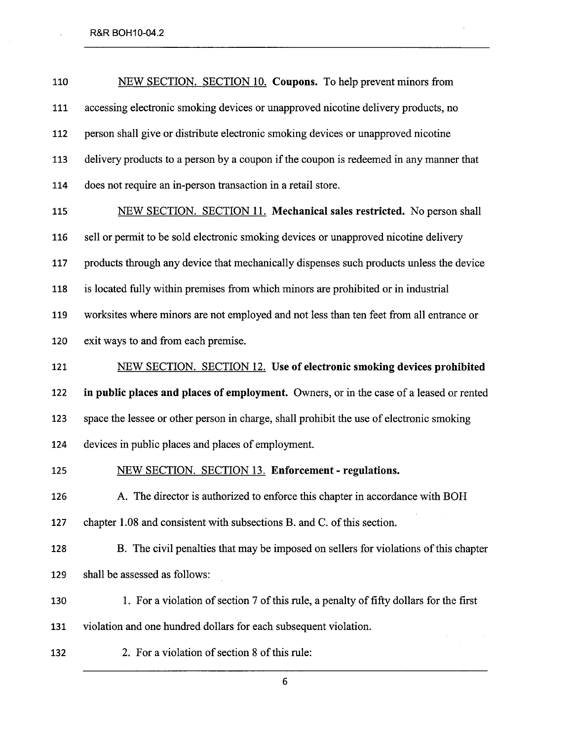<u>NEW SECTION. SECTION 10.</u> **Coupons.** To help prevent minors from accessing electronic smoking devices or unapproved nicotine delivery products, no person shall give or distribute electronic smoking devices or unapproved nicotine delivery products to a person by a coupon if the coupon is redeemed in any manner that does not require an in-person transaction in a retail store.

<u>NEW SECTION. SECTION 11.</u> **Mechanical sales restricted.** No person shall sell or permit to be sold electronic smoking devices or unapproved nicotine delivery products through any device that mechanically dispenses such products unless the device is located fully within premises from which minors are prohibited or in industrial worksites where minors are not employed and not less than ten feet from all entrance or exit ways to and from each premise.

<u>NEW SECTION. SECTION 12.</u> **Use of electronic smoking devices prohibited in public places and places of employment.** Owners, or in the case of a leased or rented space the lessee or other person in charge, shall prohibit the use of electronic smoking devices in public places and places of employment.

<u>NEW SECTION. SECTION 13.</u> **Enforcement - regulations.**

A. The director is authorized to enforce this chapter in accordance with BOH chapter 1.08 and consistent with subsections B. and C. of this section.

B. The civil penalties that may be imposed on sellers for violations of this chapter shall be assessed as follows:

1. For a violation of section 7 of this rule, a penalty of fifty dollars for the first violation and one hundred dollars for each subsequent violation.

2. For a violation of section 8 of this rule: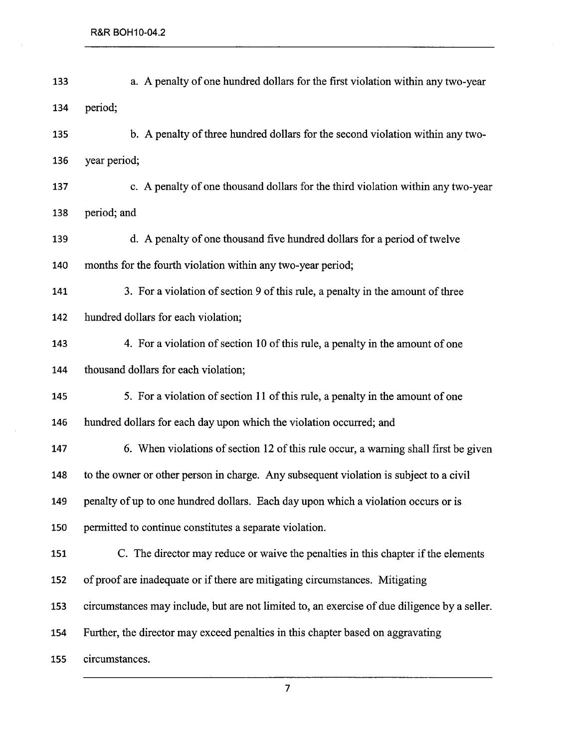a. A penalty of one hundred dollars for the first violation within any two-year period;

b. A penalty of three hundred dollars for the second violation within any two-year period;

c. A penalty of one thousand dollars for the third violation within any two-year period; and

d. A penalty of one thousand five hundred dollars for a period of twelve months for the fourth violation within any two-year period;

3. For a violation of section 9 of this rule, a penalty in the amount of three hundred dollars for each violation;

4. For a violation of section 10 of this rule, a penalty in the amount of one thousand dollars for each violation;

5. For a violation of section 11 of this rule, a penalty in the amount of one hundred dollars for each day upon which the violation occurred; and

6. When violations of section 12 of this rule occur, a warning shall first be given to the owner or other person in charge. Any subsequent violation is subject to a civil penalty of up to one hundred dollars. Each day upon which a violation occurs or is permitted to continue constitutes a separate violation.

C. The director may reduce or waive the penalties in this chapter if the elements of proof are inadequate or if there are mitigating circumstances. Mitigating circumstances may include, but are not limited to, an exercise of due diligence by a seller. Further, the director may exceed penalties in this chapter based on aggravating circumstances.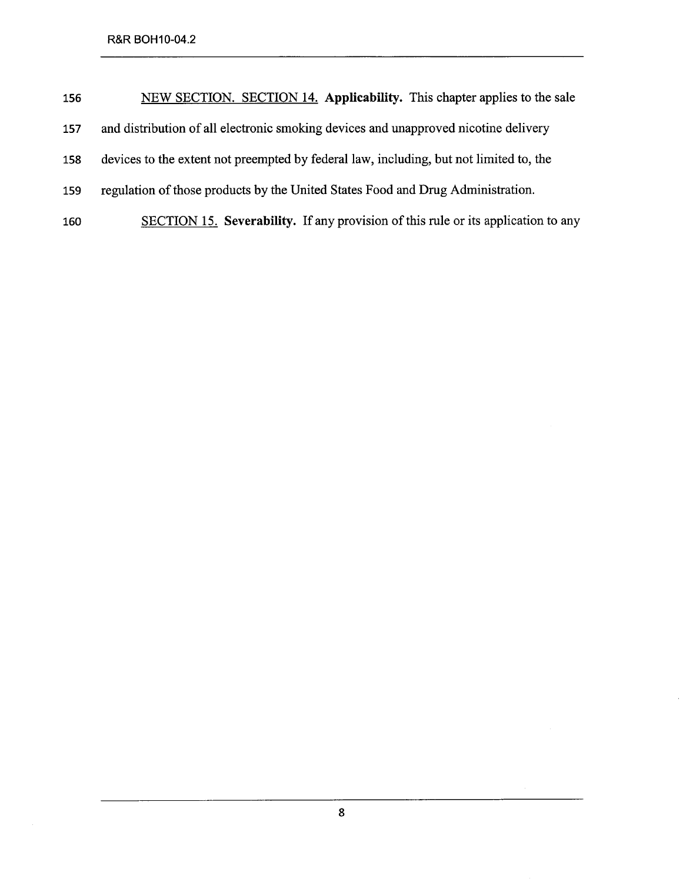156 <u>NEW SECTION. SECTION 14.</u> **Applicability.** This chapter applies to the sale

157 and distribution of all electronic smoking devices and unapproved nicotine delivery

158 devices to the extent not preempted by federal law, including, but not limited to, the

159 regulation of those products by the United States Food and Drug Administration.

160 <u>SECTION 15.</u> **Severability.** If any provision of this rule or its application to any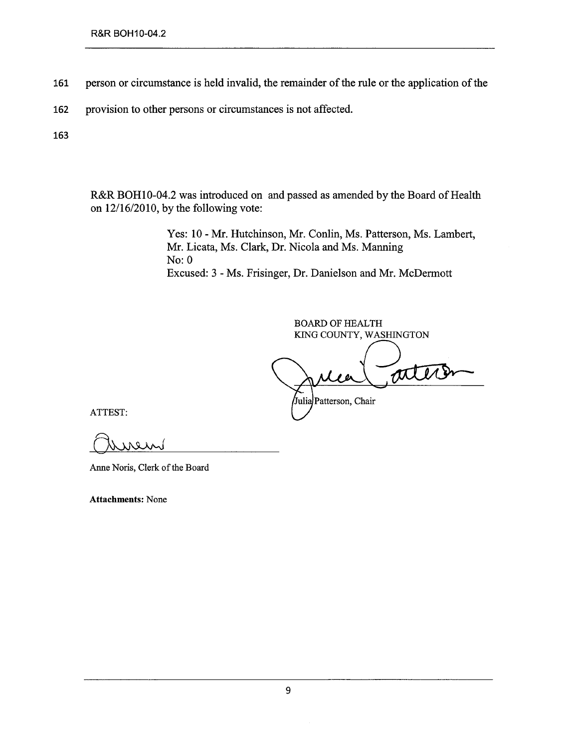161 person or circumstance is held invalid, the remainder of the rule or the application of the

162 provision to other persons or circumstances is not affected.

163

R&R BOH10-04.2 was introduced on and passed as amended by the Board of Health on 12/16/2010, by the following vote:

Yes: 10 - Mr. Hutchinson, Mr. Conlin, Ms. Patterson, Ms. Lambert, Mr. Licata, Ms. Clark, Dr. Nicola and Ms. Manning
No: 0
Excused: 3 - Ms. Frisinger, Dr. Danielson and Mr. McDermott

BOARD OF HEALTH
KING COUNTY, WASHINGTON

Julia Patterson, Chair

ATTEST:

Anne Noris, Clerk of the Board

**Attachments:** None